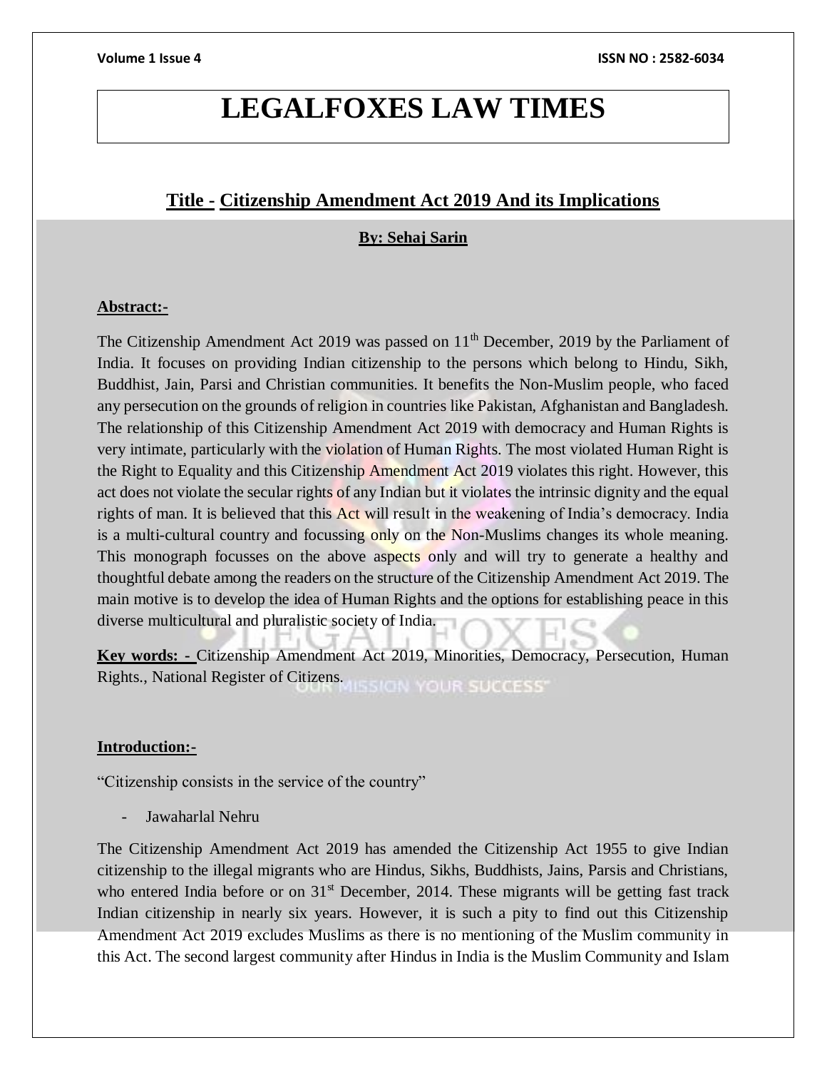# LEGALFOXES LAW TIMES

## Title - Citizenship Amendment Act 2019 And its Implications

**By: Sehaj Sarin**

**Abstract:-**

The Citizenship Amendment Act 2019 was passed on 11th December, 2019 by the Parliament of India. It focuses on providing Indian citizenship to the persons which belong to Hindu, Sikh, Buddhist, Jain, Parsi and Christian communities. It benefits the Non-Muslim people, who faced any persecution on the grounds of religion in countries like Pakistan, Afghanistan and Bangladesh. The relationship of this Citizenship Amendment Act 2019 with democracy and Human Rights is very intimate, particularly with the violation of Human Rights. The most violated Human Right is the Right to Equality and this Citizenship Amendment Act 2019 violates this right. However, this act does not violate the secular rights of any Indian but it violates the intrinsic dignity and the equal rights of man. It is believed that this Act will result in the weakening of India's democracy. India is a multi-cultural country and focussing only on the Non-Muslims changes its whole meaning. This monograph focusses on the above aspects only and will try to generate a healthy and thoughtful debate among the readers on the structure of the Citizenship Amendment Act 2019. The main motive is to develop the idea of Human Rights and the options for establishing peace in this diverse multicultural and pluralistic society of India.

**Key words: -** Citizenship Amendment Act 2019, Minorities, Democracy, Persecution, Human Rights., National Register of Citizens.

**Introduction:-**

"Citizenship consists in the service of the country"

- Jawaharlal Nehru

The Citizenship Amendment Act 2019 has amended the Citizenship Act 1955 to give Indian citizenship to the illegal migrants who are Hindus, Sikhs, Buddhists, Jains, Parsis and Christians, who entered India before or on 31st December, 2014. These migrants will be getting fast track Indian citizenship in nearly six years. However, it is such a pity to find out this Citizenship Amendment Act 2019 excludes Muslims as there is no mentioning of the Muslim community in this Act. The second largest community after Hindus in India is the Muslim Community and Islam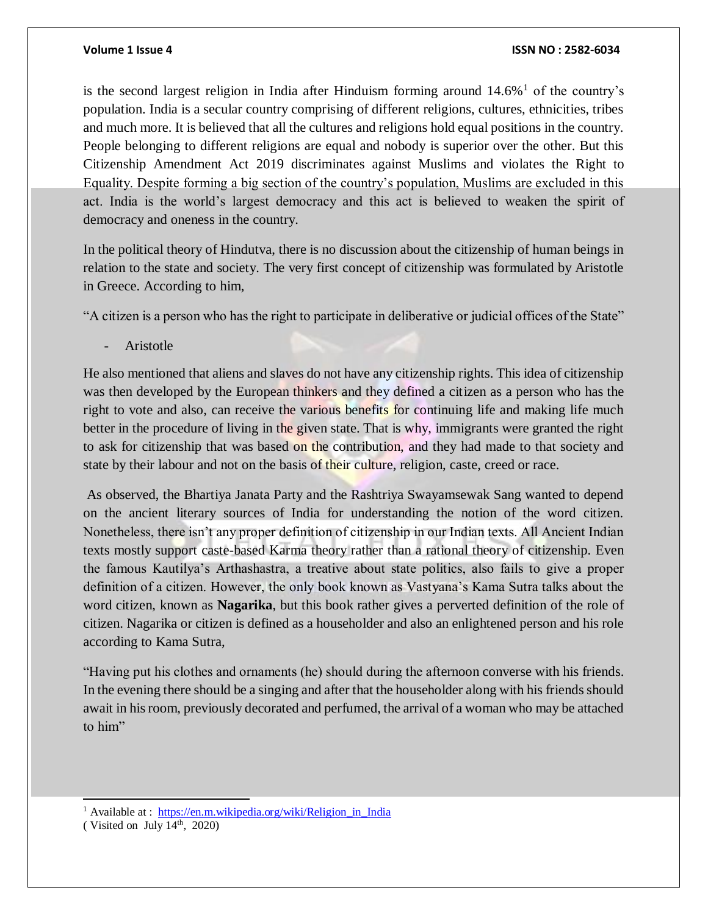is the second largest religion in India after Hinduism forming around 14.6%[1] of the country's population. India is a secular country comprising of different religions, cultures, ethnicities, tribes and much more. It is believed that all the cultures and religions hold equal positions in the country. People belonging to different religions are equal and nobody is superior over the other. But this Citizenship Amendment Act 2019 discriminates against Muslims and violates the Right to Equality. Despite forming a big section of the country's population, Muslims are excluded in this act. India is the world's largest democracy and this act is believed to weaken the spirit of democracy and oneness in the country.

In the political theory of Hindutva, there is no discussion about the citizenship of human beings in relation to the state and society. The very first concept of citizenship was formulated by Aristotle in Greece. According to him,

"A citizen is a person who has the right to participate in deliberative or judicial offices of the State"

- Aristotle

He also mentioned that aliens and slaves do not have any citizenship rights. This idea of citizenship was then developed by the European thinkers and they defined a citizen as a person who has the right to vote and also, can receive the various benefits for continuing life and making life much better in the procedure of living in the given state. That is why, immigrants were granted the right to ask for citizenship that was based on the contribution, and they had made to that society and state by their labour and not on the basis of their culture, religion, caste, creed or race.

As observed, the Bhartiya Janata Party and the Rashtriya Swayamsewak Sang wanted to depend on the ancient literary sources of India for understanding the notion of the word citizen. Nonetheless, there isn't any proper definition of citizenship in our Indian texts. All Ancient Indian texts mostly support caste-based Karma theory rather than a rational theory of citizenship. Even the famous Kautilya's Arthashastra, a treative about state politics, also fails to give a proper definition of a citizen. However, the only book known as Vastyana's Kama Sutra talks about the word citizen, known as **Nagarika**, but this book rather gives a perverted definition of the role of citizen. Nagarika or citizen is defined as a householder and also an enlightened person and his role according to Kama Sutra,

"Having put his clothes and ornaments (he) should during the afternoon converse with his friends. In the evening there should be a singing and after that the householder along with his friends should await in his room, previously decorated and perfumed, the arrival of a woman who may be attached to him"

---

[1] Available at : https://en.m.wikipedia.org/wiki/Religion_in_India
( Visited on July 14th, 2020)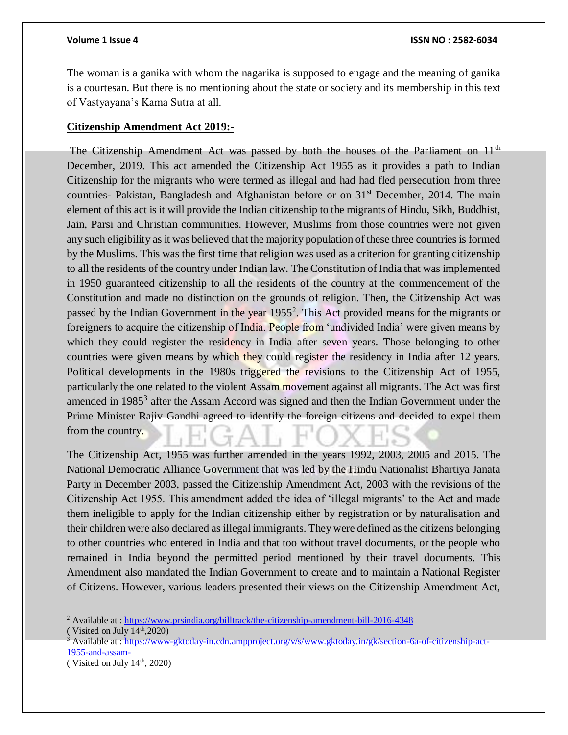The woman is a ganika with whom the nagarika is supposed to engage and the meaning of ganika is a courtesan. But there is no mentioning about the state or society and its membership in this text of Vastyayana's Kama Sutra at all.

**Citizenship Amendment Act 2019:-**

The Citizenship Amendment Act was passed by both the houses of the Parliament on 11th December, 2019. This act amended the Citizenship Act 1955 as it provides a path to Indian Citizenship for the migrants who were termed as illegal and had had fled persecution from three countries- Pakistan, Bangladesh and Afghanistan before or on 31st December, 2014. The main element of this act is it will provide the Indian citizenship to the migrants of Hindu, Sikh, Buddhist, Jain, Parsi and Christian communities. However, Muslims from those countries were not given any such eligibility as it was believed that the majority population of these three countries is formed by the Muslims. This was the first time that religion was used as a criterion for granting citizenship to all the residents of the country under Indian law. The Constitution of India that was implemented in 1950 guaranteed citizenship to all the residents of the country at the commencement of the Constitution and made no distinction on the grounds of religion. Then, the Citizenship Act was passed by the Indian Government in the year 1955[2]. This Act provided means for the migrants or foreigners to acquire the citizenship of India. People from 'undivided India' were given means by which they could register the residency in India after seven years. Those belonging to other countries were given means by which they could register the residency in India after 12 years. Political developments in the 1980s triggered the revisions to the Citizenship Act of 1955, particularly the one related to the violent Assam movement against all migrants. The Act was first amended in 1985[3] after the Assam Accord was signed and then the Indian Government under the Prime Minister Rajiv Gandhi agreed to identify the foreign citizens and decided to expel them from the country.

The Citizenship Act, 1955 was further amended in the years 1992, 2003, 2005 and 2015. The National Democratic Alliance Government that was led by the Hindu Nationalist Bhartiya Janata Party in December 2003, passed the Citizenship Amendment Act, 2003 with the revisions of the Citizenship Act 1955. This amendment added the idea of 'illegal migrants' to the Act and made them ineligible to apply for the Indian citizenship either by registration or by naturalisation and their children were also declared as illegal immigrants. They were defined as the citizens belonging to other countries who entered in India and that too without travel documents, or the people who remained in India beyond the permitted period mentioned by their travel documents. This Amendment also mandated the Indian Government to create and to maintain a National Register of Citizens. However, various leaders presented their views on the Citizenship Amendment Act,

---

[2] Available at : https://www.prsindia.org/billtrack/the-citizenship-amendment-bill-2016-4348 ( Visited on July 14th,2020)

[3] Available at : https://www-gktoday-in.cdn.ampproject.org/v/s/www.gktoday.in/gk/section-6a-of-citizenship-act-1955-and-assam- ( Visited on July 14th, 2020)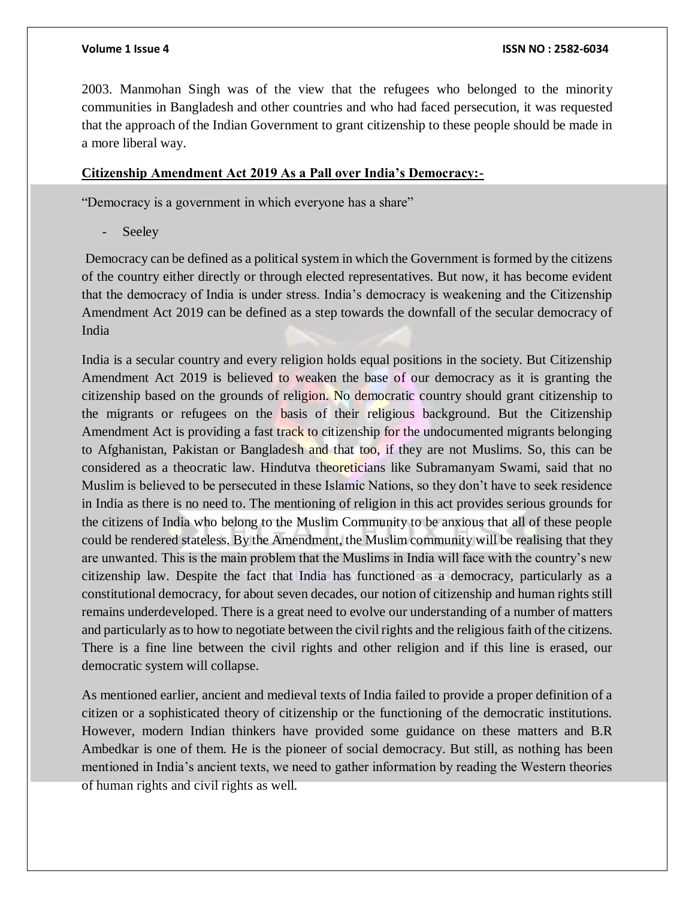2003. Manmohan Singh was of the view that the refugees who belonged to the minority communities in Bangladesh and other countries and who had faced persecution, it was requested that the approach of the Indian Government to grant citizenship to these people should be made in a more liberal way.

**Citizenship Amendment Act 2019 As a Pall over India's Democracy:-**

"Democracy is a government in which everyone has a share"

- Seeley

Democracy can be defined as a political system in which the Government is formed by the citizens of the country either directly or through elected representatives. But now, it has become evident that the democracy of India is under stress. India's democracy is weakening and the Citizenship Amendment Act 2019 can be defined as a step towards the downfall of the secular democracy of India

India is a secular country and every religion holds equal positions in the society. But Citizenship Amendment Act 2019 is believed to weaken the base of our democracy as it is granting the citizenship based on the grounds of religion. No democratic country should grant citizenship to the migrants or refugees on the basis of their religious background. But the Citizenship Amendment Act is providing a fast track to citizenship for the undocumented migrants belonging to Afghanistan, Pakistan or Bangladesh and that too, if they are not Muslims. So, this can be considered as a theocratic law. Hindutva theoreticians like Subramanyam Swami, said that no Muslim is believed to be persecuted in these Islamic Nations, so they don't have to seek residence in India as there is no need to. The mentioning of religion in this act provides serious grounds for the citizens of India who belong to the Muslim Community to be anxious that all of these people could be rendered stateless. By the Amendment, the Muslim community will be realising that they are unwanted. This is the main problem that the Muslims in India will face with the country's new citizenship law. Despite the fact that India has functioned as a democracy, particularly as a constitutional democracy, for about seven decades, our notion of citizenship and human rights still remains underdeveloped. There is a great need to evolve our understanding of a number of matters and particularly as to how to negotiate between the civil rights and the religious faith of the citizens. There is a fine line between the civil rights and other religion and if this line is erased, our democratic system will collapse.

As mentioned earlier, ancient and medieval texts of India failed to provide a proper definition of a citizen or a sophisticated theory of citizenship or the functioning of the democratic institutions. However, modern Indian thinkers have provided some guidance on these matters and B.R Ambedkar is one of them. He is the pioneer of social democracy. But still, as nothing has been mentioned in India's ancient texts, we need to gather information by reading the Western theories of human rights and civil rights as well.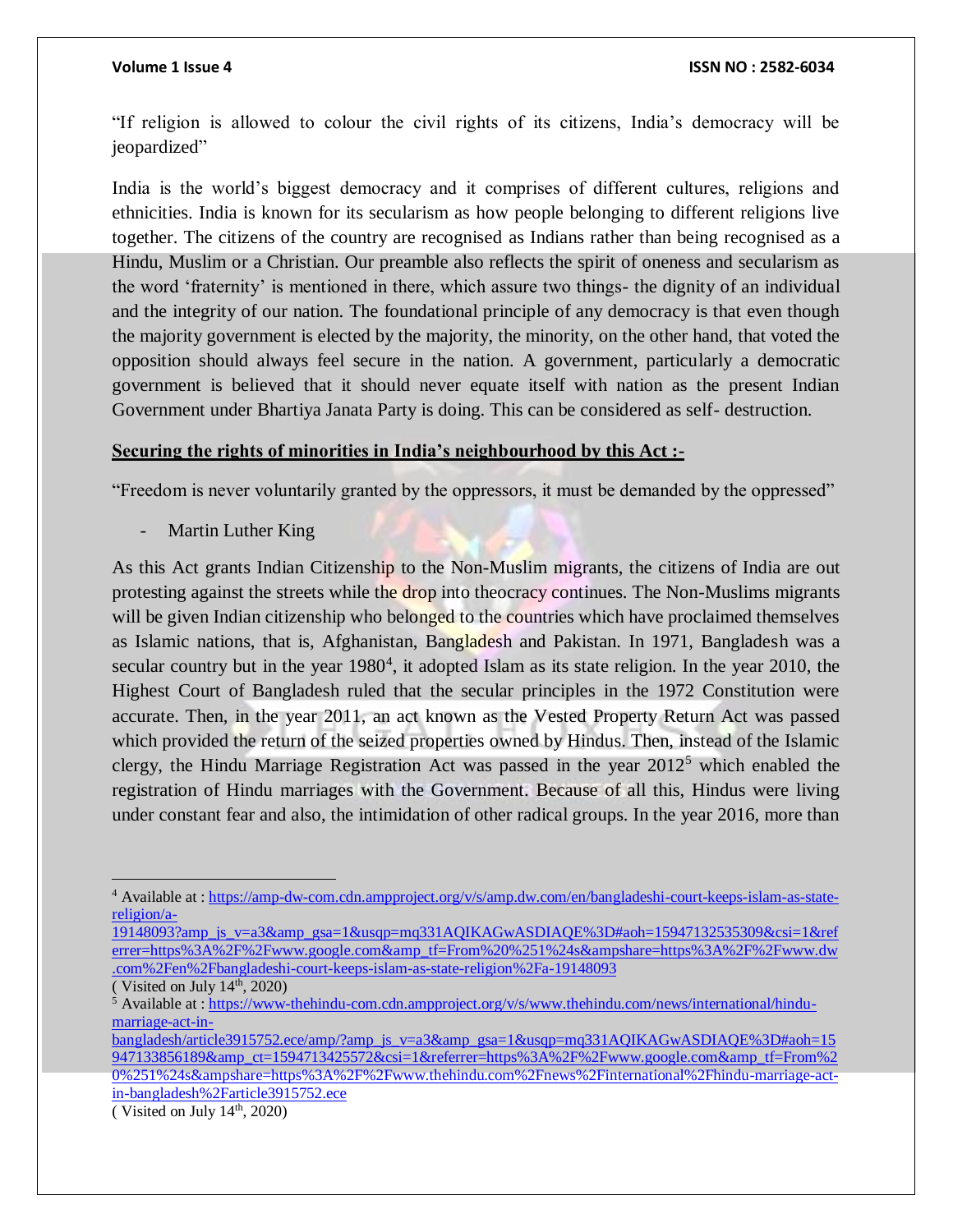"If religion is allowed to colour the civil rights of its citizens, India's democracy will be jeopardized"

India is the world's biggest democracy and it comprises of different cultures, religions and ethnicities. India is known for its secularism as how people belonging to different religions live together. The citizens of the country are recognised as Indians rather than being recognised as a Hindu, Muslim or a Christian. Our preamble also reflects the spirit of oneness and secularism as the word 'fraternity' is mentioned in there, which assure two things- the dignity of an individual and the integrity of our nation. The foundational principle of any democracy is that even though the majority government is elected by the majority, the minority, on the other hand, that voted the opposition should always feel secure in the nation. A government, particularly a democratic government is believed that it should never equate itself with nation as the present Indian Government under Bhartiya Janata Party is doing. This can be considered as self- destruction.

**Securing the rights of minorities in India's neighbourhood by this Act :-**

"Freedom is never voluntarily granted by the oppressors, it must be demanded by the oppressed"

- Martin Luther King

As this Act grants Indian Citizenship to the Non-Muslim migrants, the citizens of India are out protesting against the streets while the drop into theocracy continues. The Non-Muslims migrants will be given Indian citizenship who belonged to the countries which have proclaimed themselves as Islamic nations, that is, Afghanistan, Bangladesh and Pakistan. In 1971, Bangladesh was a secular country but in the year 1980[4], it adopted Islam as its state religion. In the year 2010, the Highest Court of Bangladesh ruled that the secular principles in the 1972 Constitution were accurate. Then, in the year 2011, an act known as the Vested Property Return Act was passed which provided the return of the seized properties owned by Hindus. Then, instead of the Islamic clergy, the Hindu Marriage Registration Act was passed in the year 2012[5] which enabled the registration of Hindu marriages with the Government. Because of all this, Hindus were living under constant fear and also, the intimidation of other radical groups. In the year 2016, more than

---

[4] Available at : https://amp-dw-com.cdn.ampproject.org/v/s/amp.dw.com/en/bangladeshi-court-keeps-islam-as-state-religion/a-19148093?amp_js_v=a3&amp_gsa=1&usqp=mq331AQIKAGwASDIAQE%3D#aoh=15947132535309&csi=1&referrer=https%3A%2F%2Fwww.google.com&amp_tf=From%20%251%24s&ampshare=https%3A%2F%2Fwww.dw.com%2Fen%2Fbangladeshi-court-keeps-islam-as-state-religion%2Fa-19148093
( Visited on July 14th, 2020)

[5] Available at : https://www-thehindu-com.cdn.ampproject.org/v/s/www.thehindu.com/news/international/hindu-marriage-act-in-bangladesh/article3915752.ece/amp/?amp_js_v=a3&amp_gsa=1&usqp=mq331AQIKAGwASDIAQE%3D#aoh=15947133856189&amp_ct=1594713425572&csi=1&referrer=https%3A%2F%2Fwww.google.com&amp_tf=From%20%251%24s&ampshare=https%3A%2F%2Fwww.thehindu.com%2Fnews%2Finternational%2Fhindu-marriage-act-in-bangladesh%2Farticle3915752.ece
( Visited on July 14th, 2020)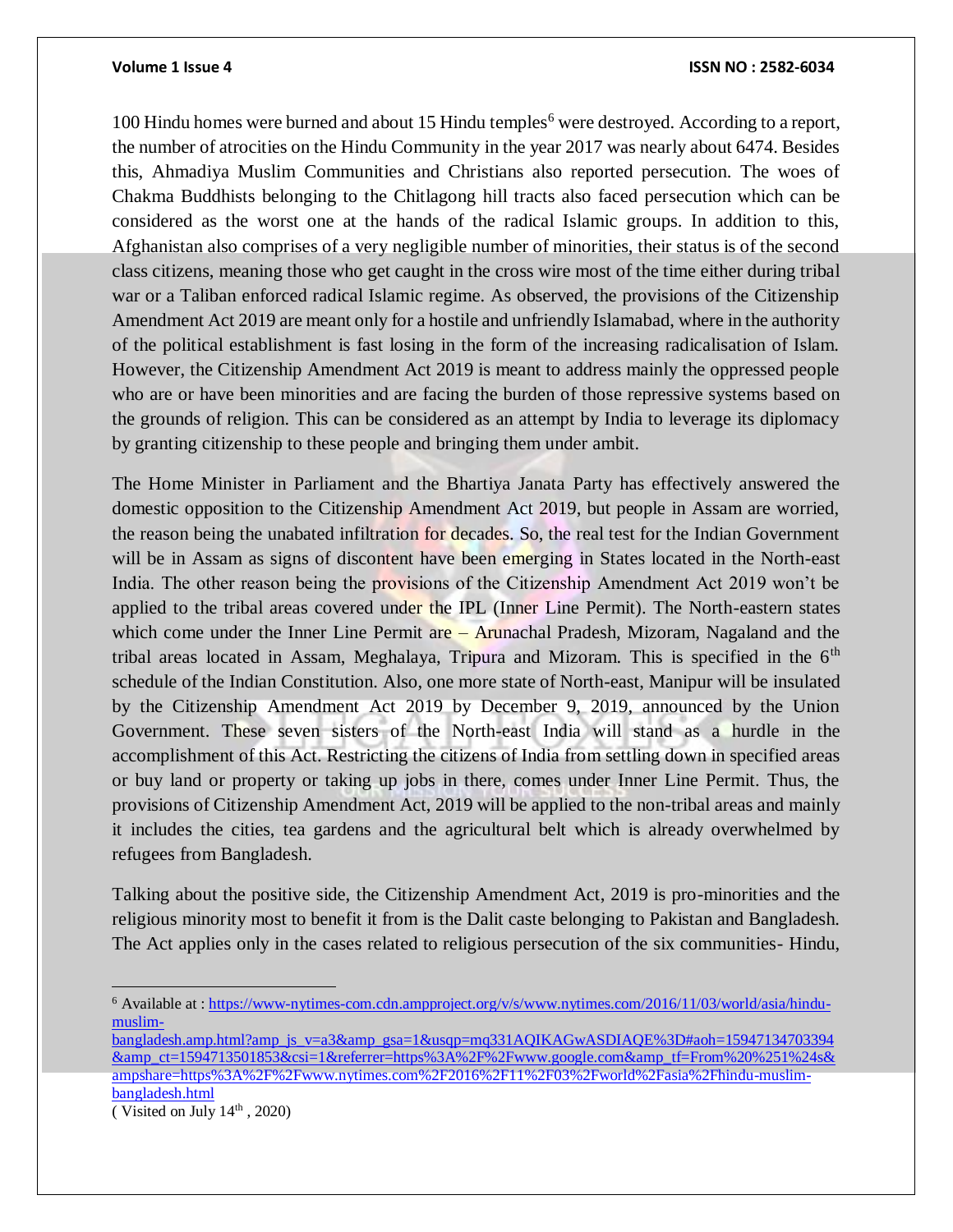100 Hindu homes were burned and about 15 Hindu temples[6] were destroyed. According to a report, the number of atrocities on the Hindu Community in the year 2017 was nearly about 6474. Besides this, Ahmadiya Muslim Communities and Christians also reported persecution. The woes of Chakma Buddhists belonging to the Chitlagong hill tracts also faced persecution which can be considered as the worst one at the hands of the radical Islamic groups. In addition to this, Afghanistan also comprises of a very negligible number of minorities, their status is of the second class citizens, meaning those who get caught in the cross wire most of the time either during tribal war or a Taliban enforced radical Islamic regime. As observed, the provisions of the Citizenship Amendment Act 2019 are meant only for a hostile and unfriendly Islamabad, where in the authority of the political establishment is fast losing in the form of the increasing radicalisation of Islam. However, the Citizenship Amendment Act 2019 is meant to address mainly the oppressed people who are or have been minorities and are facing the burden of those repressive systems based on the grounds of religion. This can be considered as an attempt by India to leverage its diplomacy by granting citizenship to these people and bringing them under ambit.

The Home Minister in Parliament and the Bhartiya Janata Party has effectively answered the domestic opposition to the Citizenship Amendment Act 2019, but people in Assam are worried, the reason being the unabated infiltration for decades. So, the real test for the Indian Government will be in Assam as signs of discontent have been emerging in States located in the North-east India. The other reason being the provisions of the Citizenship Amendment Act 2019 won't be applied to the tribal areas covered under the IPL (Inner Line Permit). The North-eastern states which come under the Inner Line Permit are – Arunachal Pradesh, Mizoram, Nagaland and the tribal areas located in Assam, Meghalaya, Tripura and Mizoram. This is specified in the 6th schedule of the Indian Constitution. Also, one more state of North-east, Manipur will be insulated by the Citizenship Amendment Act 2019 by December 9, 2019, announced by the Union Government. These seven sisters of the North-east India will stand as a hurdle in the accomplishment of this Act. Restricting the citizens of India from settling down in specified areas or buy land or property or taking up jobs in there, comes under Inner Line Permit. Thus, the provisions of Citizenship Amendment Act, 2019 will be applied to the non-tribal areas and mainly it includes the cities, tea gardens and the agricultural belt which is already overwhelmed by refugees from Bangladesh.

Talking about the positive side, the Citizenship Amendment Act, 2019 is pro-minorities and the religious minority most to benefit it from is the Dalit caste belonging to Pakistan and Bangladesh. The Act applies only in the cases related to religious persecution of the six communities- Hindu,

---

[6] Available at : https://www-nytimes-com.cdn.ampproject.org/v/s/www.nytimes.com/2016/11/03/world/asia/hindu-muslim-bangladesh.amp.html?amp_js_v=a3&amp_gsa=1&usqp=mq331AQIKAGwASDIAQE%3D#aoh=15947134703394&amp_ct=1594713501853&csi=1&referrer=https%3A%2F%2Fwww.google.com&amp_tf=From%20%251%24s&ampshare=https%3A%2F%2Fwww.nytimes.com%2F2016%2F11%2F03%2Fworld%2Fasia%2Fhindu-muslim-bangladesh.html
( Visited on July 14th , 2020)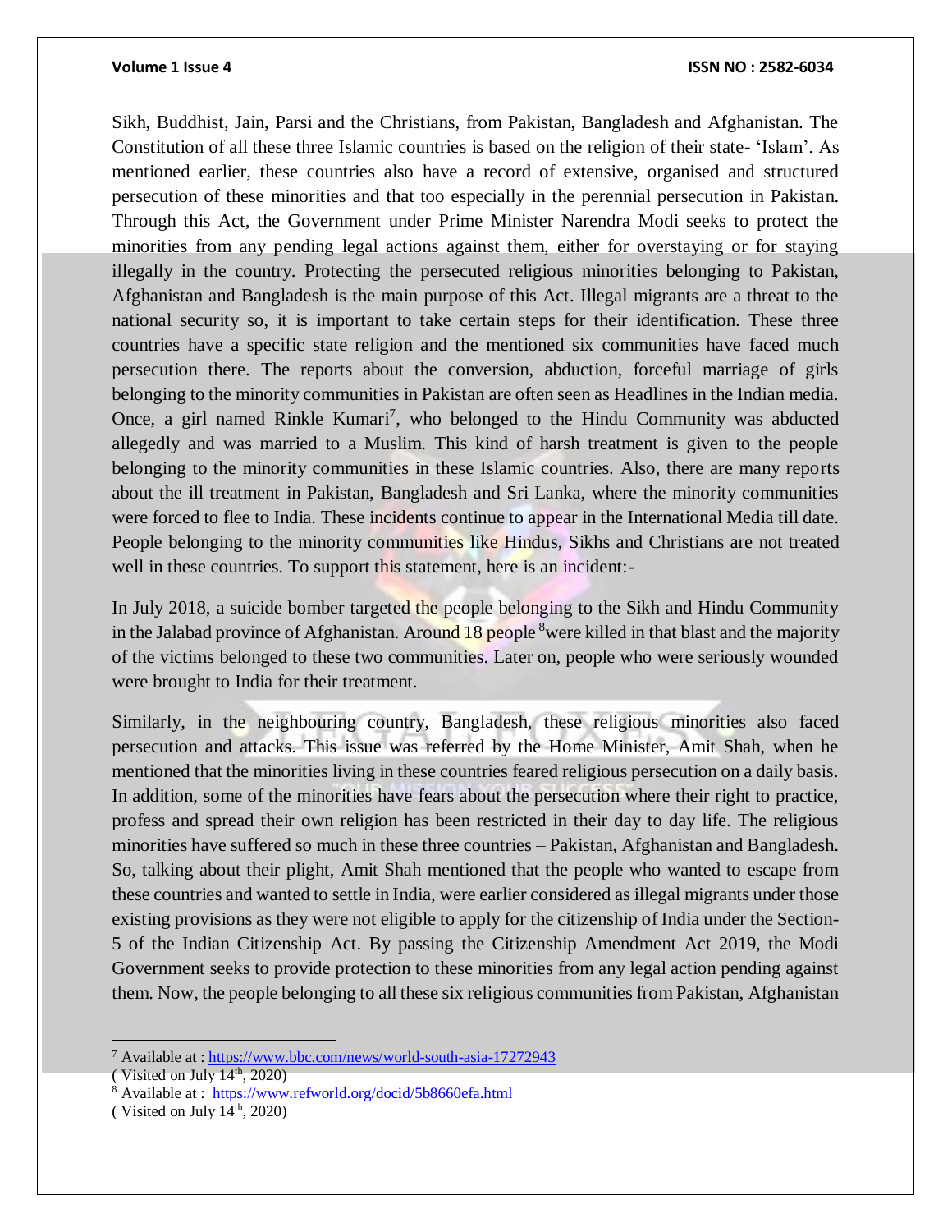Sikh, Buddhist, Jain, Parsi and the Christians, from Pakistan, Bangladesh and Afghanistan. The Constitution of all these three Islamic countries is based on the religion of their state- 'Islam'. As mentioned earlier, these countries also have a record of extensive, organised and structured persecution of these minorities and that too especially in the perennial persecution in Pakistan. Through this Act, the Government under Prime Minister Narendra Modi seeks to protect the minorities from any pending legal actions against them, either for overstaying or for staying illegally in the country. Protecting the persecuted religious minorities belonging to Pakistan, Afghanistan and Bangladesh is the main purpose of this Act. Illegal migrants are a threat to the national security so, it is important to take certain steps for their identification. These three countries have a specific state religion and the mentioned six communities have faced much persecution there. The reports about the conversion, abduction, forceful marriage of girls belonging to the minority communities in Pakistan are often seen as Headlines in the Indian media. Once, a girl named Rinkle Kumari[7], who belonged to the Hindu Community was abducted allegedly and was married to a Muslim. This kind of harsh treatment is given to the people belonging to the minority communities in these Islamic countries. Also, there are many reports about the ill treatment in Pakistan, Bangladesh and Sri Lanka, where the minority communities were forced to flee to India. These incidents continue to appear in the International Media till date. People belonging to the minority communities like Hindus, Sikhs and Christians are not treated well in these countries. To support this statement, here is an incident:-

In July 2018, a suicide bomber targeted the people belonging to the Sikh and Hindu Community in the Jalabad province of Afghanistan. Around 18 people [8]were killed in that blast and the majority of the victims belonged to these two communities. Later on, people who were seriously wounded were brought to India for their treatment.

Similarly, in the neighbouring country, Bangladesh, these religious minorities also faced persecution and attacks. This issue was referred by the Home Minister, Amit Shah, when he mentioned that the minorities living in these countries feared religious persecution on a daily basis. In addition, some of the minorities have fears about the persecution where their right to practice, profess and spread their own religion has been restricted in their day to day life. The religious minorities have suffered so much in these three countries – Pakistan, Afghanistan and Bangladesh. So, talking about their plight, Amit Shah mentioned that the people who wanted to escape from these countries and wanted to settle in India, were earlier considered as illegal migrants under those existing provisions as they were not eligible to apply for the citizenship of India under the Section-5 of the Indian Citizenship Act. By passing the Citizenship Amendment Act 2019, the Modi Government seeks to provide protection to these minorities from any legal action pending against them. Now, the people belonging to all these six religious communities from Pakistan, Afghanistan

---

[7] Available at : https://www.bbc.com/news/world-south-asia-17272943
( Visited on July 14th, 2020)

[8] Available at : https://www.refworld.org/docid/5b8660efa.html
( Visited on July 14th, 2020)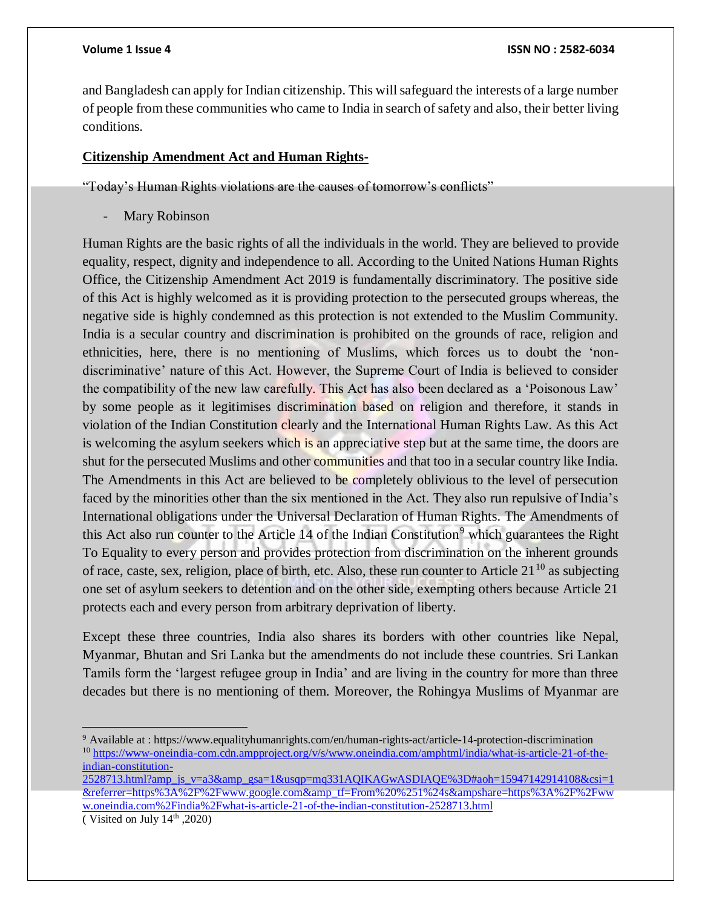and Bangladesh can apply for Indian citizenship. This will safeguard the interests of a large number of people from these communities who came to India in search of safety and also, their better living conditions.

**Citizenship Amendment Act and Human Rights-**

"Today's Human Rights violations are the causes of tomorrow's conflicts"

- Mary Robinson

Human Rights are the basic rights of all the individuals in the world. They are believed to provide equality, respect, dignity and independence to all. According to the United Nations Human Rights Office, the Citizenship Amendment Act 2019 is fundamentally discriminatory. The positive side of this Act is highly welcomed as it is providing protection to the persecuted groups whereas, the negative side is highly condemned as this protection is not extended to the Muslim Community. India is a secular country and discrimination is prohibited on the grounds of race, religion and ethnicities, here, there is no mentioning of Muslims, which forces us to doubt the 'non-discriminative' nature of this Act. However, the Supreme Court of India is believed to consider the compatibility of the new law carefully. This Act has also been declared as a 'Poisonous Law' by some people as it legitimises discrimination based on religion and therefore, it stands in violation of the Indian Constitution clearly and the International Human Rights Law. As this Act is welcoming the asylum seekers which is an appreciative step but at the same time, the doors are shut for the persecuted Muslims and other communities and that too in a secular country like India. The Amendments in this Act are believed to be completely oblivious to the level of persecution faced by the minorities other than the six mentioned in the Act. They also run repulsive of India's International obligations under the Universal Declaration of Human Rights. The Amendments of this Act also run counter to the Article 14 of the Indian Constitution[9] which guarantees the Right To Equality to every person and provides protection from discrimination on the inherent grounds of race, caste, sex, religion, place of birth, etc. Also, these run counter to Article 21[10] as subjecting one set of asylum seekers to detention and on the other side, exempting others because Article 21 protects each and every person from arbitrary deprivation of liberty.

Except these three countries, India also shares its borders with other countries like Nepal, Myanmar, Bhutan and Sri Lanka but the amendments do not include these countries. Sri Lankan Tamils form the 'largest refugee group in India' and are living in the country for more than three decades but there is no mentioning of them. Moreover, the Rohingya Muslims of Myanmar are

---

[9] Available at : https://www.equalityhumanrights.com/en/human-rights-act/article-14-protection-discrimination

[10] https://www-oneindia-com.cdn.ampproject.org/v/s/www.oneindia.com/amphtml/india/what-is-article-21-of-the-indian-constitution-2528713.html?amp_js_v=a3&amp_gsa=1&usqp=mq331AQIKAGwASDIAQE%3D#aoh=15947142914108&csi=1&referrer=https%3A%2F%2Fwww.google.com&amp_tf=From%20%251%24s&ampshare=https%3A%2F%2Fwww.oneindia.com%2Findia%2Fwhat-is-article-21-of-the-indian-constitution-2528713.html

( Visited on July 14th ,2020)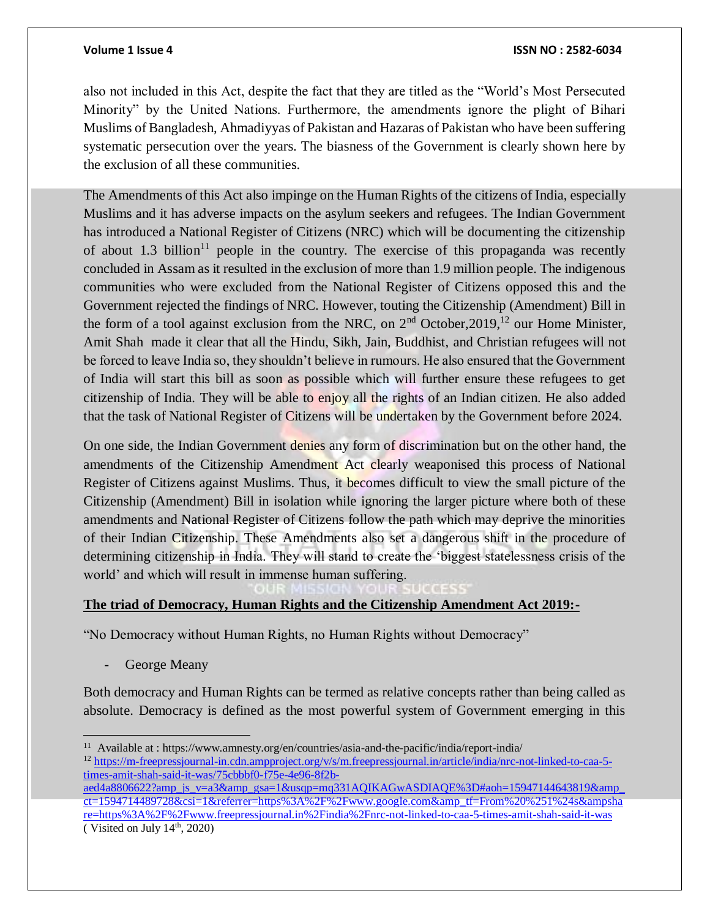also not included in this Act, despite the fact that they are titled as the "World's Most Persecuted Minority" by the United Nations. Furthermore, the amendments ignore the plight of Bihari Muslims of Bangladesh, Ahmadiyyas of Pakistan and Hazaras of Pakistan who have been suffering systematic persecution over the years. The biasness of the Government is clearly shown here by the exclusion of all these communities.

The Amendments of this Act also impinge on the Human Rights of the citizens of India, especially Muslims and it has adverse impacts on the asylum seekers and refugees. The Indian Government has introduced a National Register of Citizens (NRC) which will be documenting the citizenship of about 1.3 billion[11] people in the country. The exercise of this propaganda was recently concluded in Assam as it resulted in the exclusion of more than 1.9 million people. The indigenous communities who were excluded from the National Register of Citizens opposed this and the Government rejected the findings of NRC. However, touting the Citizenship (Amendment) Bill in the form of a tool against exclusion from the NRC, on 2nd October,2019,[12] our Home Minister, Amit Shah made it clear that all the Hindu, Sikh, Jain, Buddhist, and Christian refugees will not be forced to leave India so, they shouldn't believe in rumours. He also ensured that the Government of India will start this bill as soon as possible which will further ensure these refugees to get citizenship of India. They will be able to enjoy all the rights of an Indian citizen. He also added that the task of National Register of Citizens will be undertaken by the Government before 2024.

On one side, the Indian Government denies any form of discrimination but on the other hand, the amendments of the Citizenship Amendment Act clearly weaponised this process of National Register of Citizens against Muslims. Thus, it becomes difficult to view the small picture of the Citizenship (Amendment) Bill in isolation while ignoring the larger picture where both of these amendments and National Register of Citizens follow the path which may deprive the minorities of their Indian Citizenship. These Amendments also set a dangerous shift in the procedure of determining citizenship in India. They will stand to create the 'biggest statelessness crisis of the world' and which will result in immense human suffering.

**The triad of Democracy, Human Rights and the Citizenship Amendment Act 2019:-**

"No Democracy without Human Rights, no Human Rights without Democracy"

- George Meany

Both democracy and Human Rights can be termed as relative concepts rather than being called as absolute. Democracy is defined as the most powerful system of Government emerging in this

---

[11] Available at : https://www.amnesty.org/en/countries/asia-and-the-pacific/india/report-india/

[12] https://m-freepressjournal-in.cdn.ampproject.org/v/s/m.freepressjournal.in/article/india/nrc-not-linked-to-caa-5-times-amit-shah-said-it-was/75cbbbf0-f75e-4e96-8f2b-aed4a8806622?amp_js_v=a3&amp_gsa=1&usqp=mq331AQIKAGwASDIAQE%3D#aoh=15947144643819&amp_ct=1594714489728&csi=1&referrer=https%3A%2F%2Fwww.google.com&amp_tf=From%20%251%24s&ampshare=https%3A%2F%2Fwww.freepressjournal.in%2Findia%2Fnrc-not-linked-to-caa-5-times-amit-shah-said-it-was ( Visited on July 14th, 2020)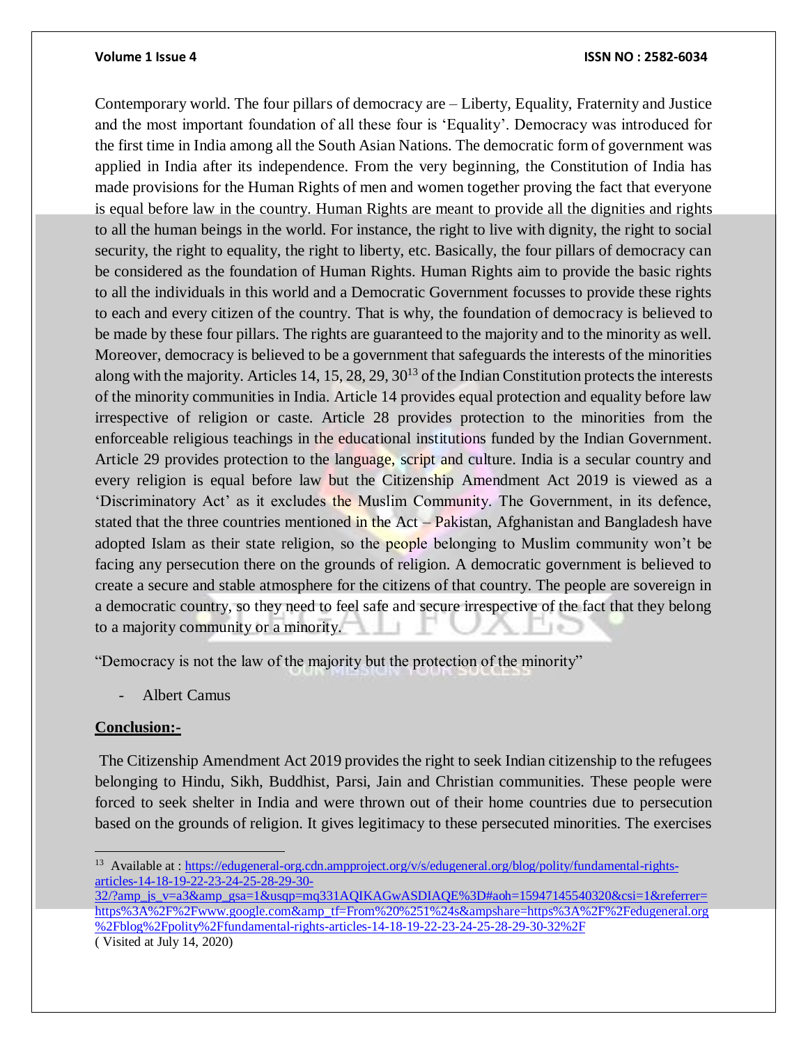Contemporary world. The four pillars of democracy are – Liberty, Equality, Fraternity and Justice and the most important foundation of all these four is 'Equality'. Democracy was introduced for the first time in India among all the South Asian Nations. The democratic form of government was applied in India after its independence. From the very beginning, the Constitution of India has made provisions for the Human Rights of men and women together proving the fact that everyone is equal before law in the country. Human Rights are meant to provide all the dignities and rights to all the human beings in the world. For instance, the right to live with dignity, the right to social security, the right to equality, the right to liberty, etc. Basically, the four pillars of democracy can be considered as the foundation of Human Rights. Human Rights aim to provide the basic rights to all the individuals in this world and a Democratic Government focusses to provide these rights to each and every citizen of the country. That is why, the foundation of democracy is believed to be made by these four pillars. The rights are guaranteed to the majority and to the minority as well. Moreover, democracy is believed to be a government that safeguards the interests of the minorities along with the majority. Articles 14, 15, 28, 29, 30[13] of the Indian Constitution protects the interests of the minority communities in India. Article 14 provides equal protection and equality before law irrespective of religion or caste. Article 28 provides protection to the minorities from the enforceable religious teachings in the educational institutions funded by the Indian Government. Article 29 provides protection to the language, script and culture. India is a secular country and every religion is equal before law but the Citizenship Amendment Act 2019 is viewed as a 'Discriminatory Act' as it excludes the Muslim Community. The Government, in its defence, stated that the three countries mentioned in the Act – Pakistan, Afghanistan and Bangladesh have adopted Islam as their state religion, so the people belonging to Muslim community won't be facing any persecution there on the grounds of religion. A democratic government is believed to create a secure and stable atmosphere for the citizens of that country. The people are sovereign in a democratic country, so they need to feel safe and secure irrespective of the fact that they belong to a majority community or a minority.

"Democracy is not the law of the majority but the protection of the minority"

- Albert Camus

**Conclusion:-**

The Citizenship Amendment Act 2019 provides the right to seek Indian citizenship to the refugees belonging to Hindu, Sikh, Buddhist, Parsi, Jain and Christian communities. These people were forced to seek shelter in India and were thrown out of their home countries due to persecution based on the grounds of religion. It gives legitimacy to these persecuted minorities. The exercises

---

[13] Available at : https://edugeneral-org.cdn.ampproject.org/v/s/edugeneral.org/blog/polity/fundamental-rights-articles-14-18-19-22-23-24-25-28-29-30-32/?amp_js_v=a3&amp_gsa=1&usqp=mq331AQIKAGwASDIAQE%3D#aoh=15947145540320&csi=1&referrer=https%3A%2F%2Fwww.google.com&amp_tf=From%20%251%24s&ampshare=https%3A%2F%2Fedugeneral.org%2Fblog%2Fpolity%2Ffundamental-rights-articles-14-18-19-22-23-24-25-28-29-30-32%2F
( Visited at July 14, 2020)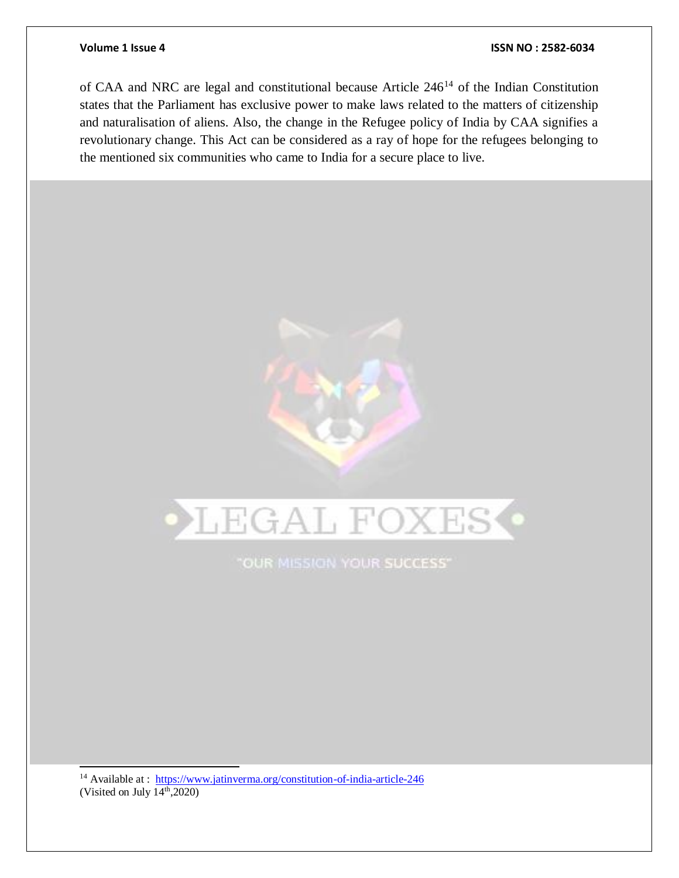of CAA and NRC are legal and constitutional because Article 246[14] of the Indian Constitution states that the Parliament has exclusive power to make laws related to the matters of citizenship and naturalisation of aliens. Also, the change in the Refugee policy of India by CAA signifies a revolutionary change. This Act can be considered as a ray of hope for the refugees belonging to the mentioned six communities who came to India for a secure place to live.

[14] Available at : https://www.jatinverma.org/constitution-of-india-article-246 (Visited on July 14th,2020)